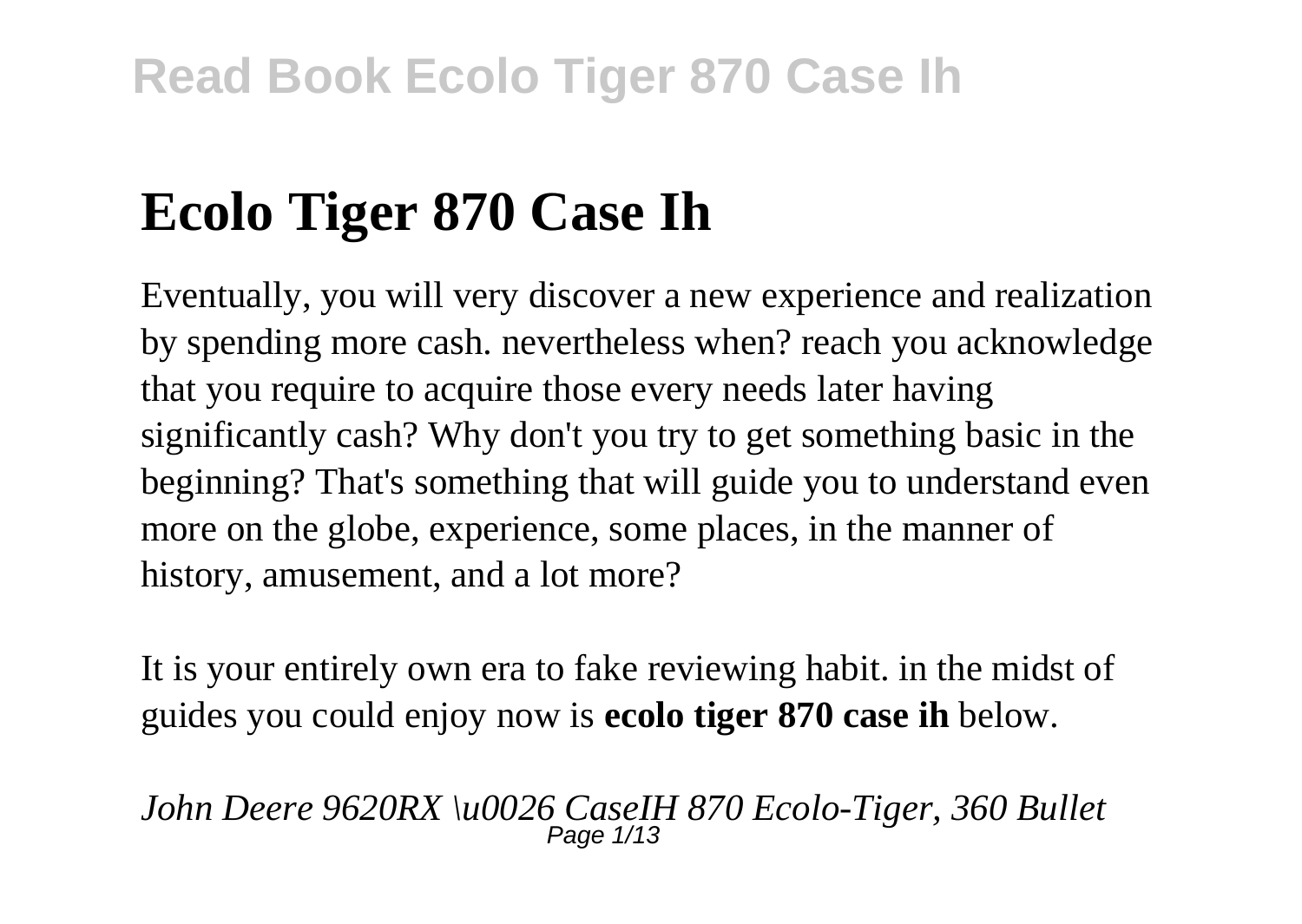# Ecolo Tiger 870 Case Ih

Eventually, you will very discover a new experience and realization by spending more cash. nevertheless when? reach you acknowledge that you require to acquire those every needs later having significantly cash? Why don't you try to get something basic in the beginning? That's something that will guide you to understand even more on the globe, experience, some places, in the manner of history, amusement, and a lot more?

It is your entirely own era to fake reviewing habit. in the midst of guides you could enjoy now is **ecolo tiger 870 case ih** below.

*John Deere 9620RX \u0026 CaseIH 870 Ecolo-Tiger, 360 Bullet*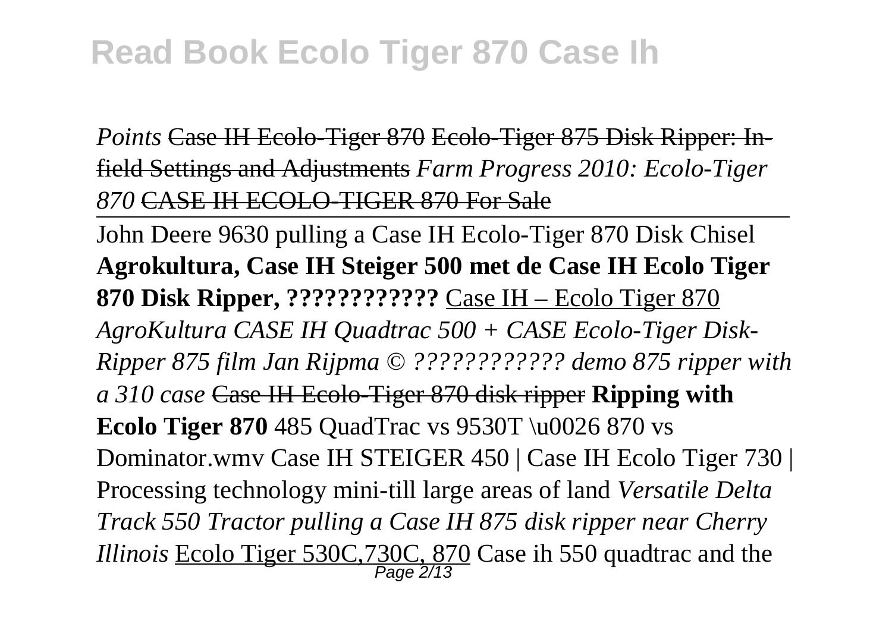*Points* ~~Case IH Ecolo-Tiger 870~~ ~~Ecolo-Tiger 875 Disk Ripper: In-field Settings and Adjustments~~ *Farm Progress 2010: Ecolo-Tiger 870* ~~CASE IH ECOLO-TIGER 870 For Sale~~

John Deere 9630 pulling a Case IH Ecolo-Tiger 870 Disk Chisel **Agrokultura, Case IH Steiger 500 met de Case IH Ecolo Tiger 870 Disk Ripper, ????????????** Case IH – Ecolo Tiger 870 *AgroKultura CASE IH Quadtrac 500 + CASE Ecolo-Tiger Disk-Ripper 875 film Jan Rijpma © ???????????? demo 875 ripper with a 310 case* ~~Case IH Ecolo-Tiger 870 disk ripper~~ **Ripping with Ecolo Tiger 870** 485 QuadTrac vs 9530T \u0026 870 vs Dominator.wmv Case IH STEIGER 450 | Case IH Ecolo Tiger 730 | Processing technology mini-till large areas of land *Versatile Delta Track 550 Tractor pulling a Case IH 875 disk ripper near Cherry Illinois* Ecolo Tiger 530C,730C, 870 Case ih 550 quadtrac and the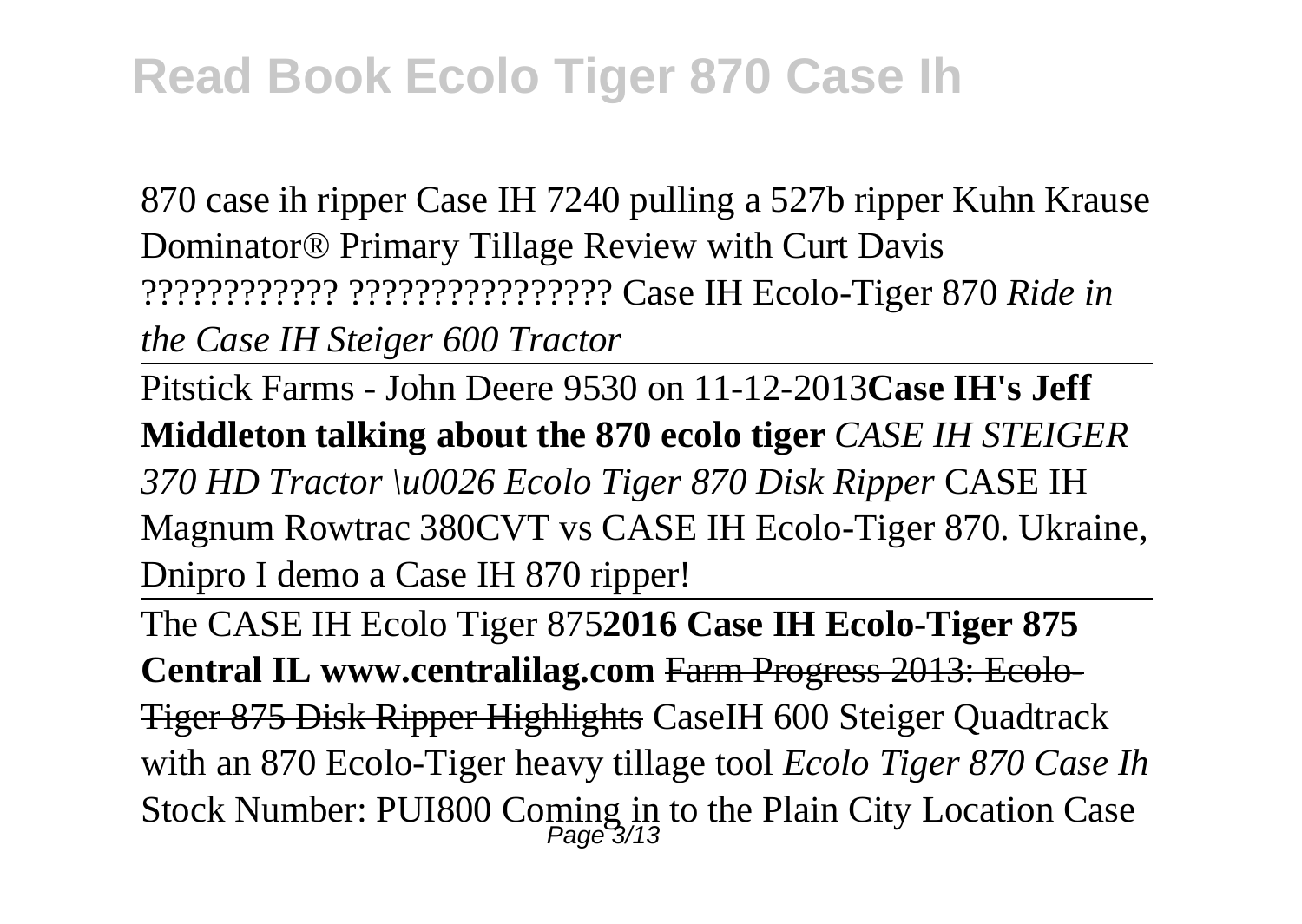870 case ih ripper Case IH 7240 pulling a 527b ripper Kuhn Krause Dominator® Primary Tillage Review with Curt Davis ???????????? ???????????????? Case IH Ecolo-Tiger 870 *Ride in the Case IH Steiger 600 Tractor*

Pitstick Farms - John Deere 9530 on 11-12-2013**Case IH's Jeff Middleton talking about the 870 ecolo tiger** *CASE IH STEIGER 370 HD Tractor \u0026 Ecolo Tiger 870 Disk Ripper* CASE IH Magnum Rowtrac 380CVT vs CASE IH Ecolo-Tiger 870. Ukraine, Dnipro I demo a Case IH 870 ripper!

The CASE IH Ecolo Tiger 875**2016 Case IH Ecolo-Tiger 875 Central IL www.centralilag.com** ~~Farm Progress 2013: Ecolo-Tiger 875 Disk Ripper Highlights~~ CaseIH 600 Steiger Quadtrack with an 870 Ecolo-Tiger heavy tillage tool *Ecolo Tiger 870 Case Ih* Stock Number: PUI800 Coming in to the Plain City Location Case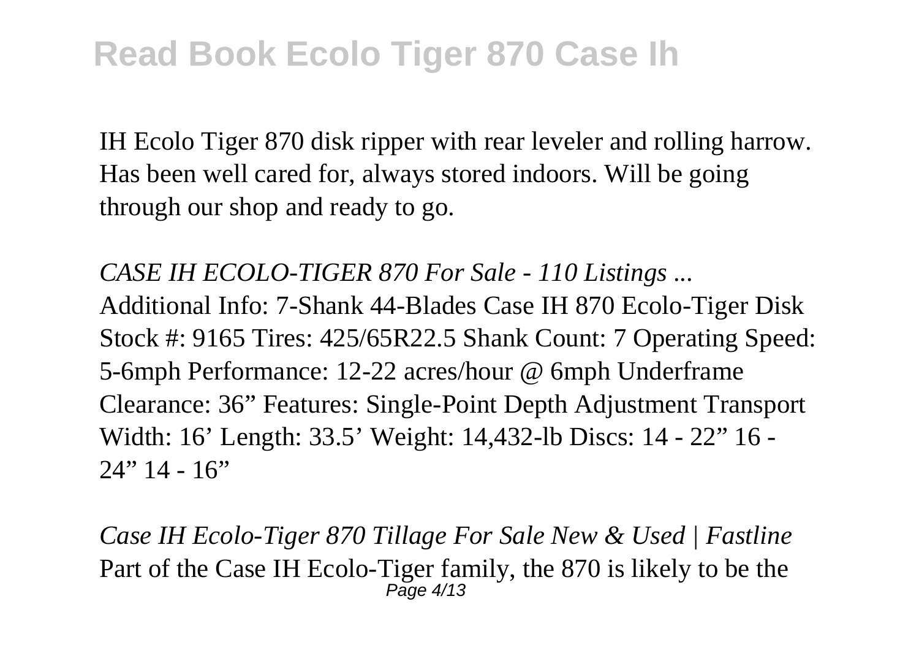IH Ecolo Tiger 870 disk ripper with rear leveler and rolling harrow. Has been well cared for, always stored indoors. Will be going through our shop and ready to go.

*CASE IH ECOLO-TIGER 870 For Sale - 110 Listings ...*

Additional Info: 7-Shank 44-Blades Case IH 870 Ecolo-Tiger Disk Stock #: 9165 Tires: 425/65R22.5 Shank Count: 7 Operating Speed: 5-6mph Performance: 12-22 acres/hour @ 6mph Underframe Clearance: 36” Features: Single-Point Depth Adjustment Transport Width: 16’ Length: 33.5’ Weight: 14,432-lb Discs: 14 - 22” 16 - 24” 14 - 16”

*Case IH Ecolo-Tiger 870 Tillage For Sale New & Used | Fastline*

Part of the Case IH Ecolo-Tiger family, the 870 is likely to be the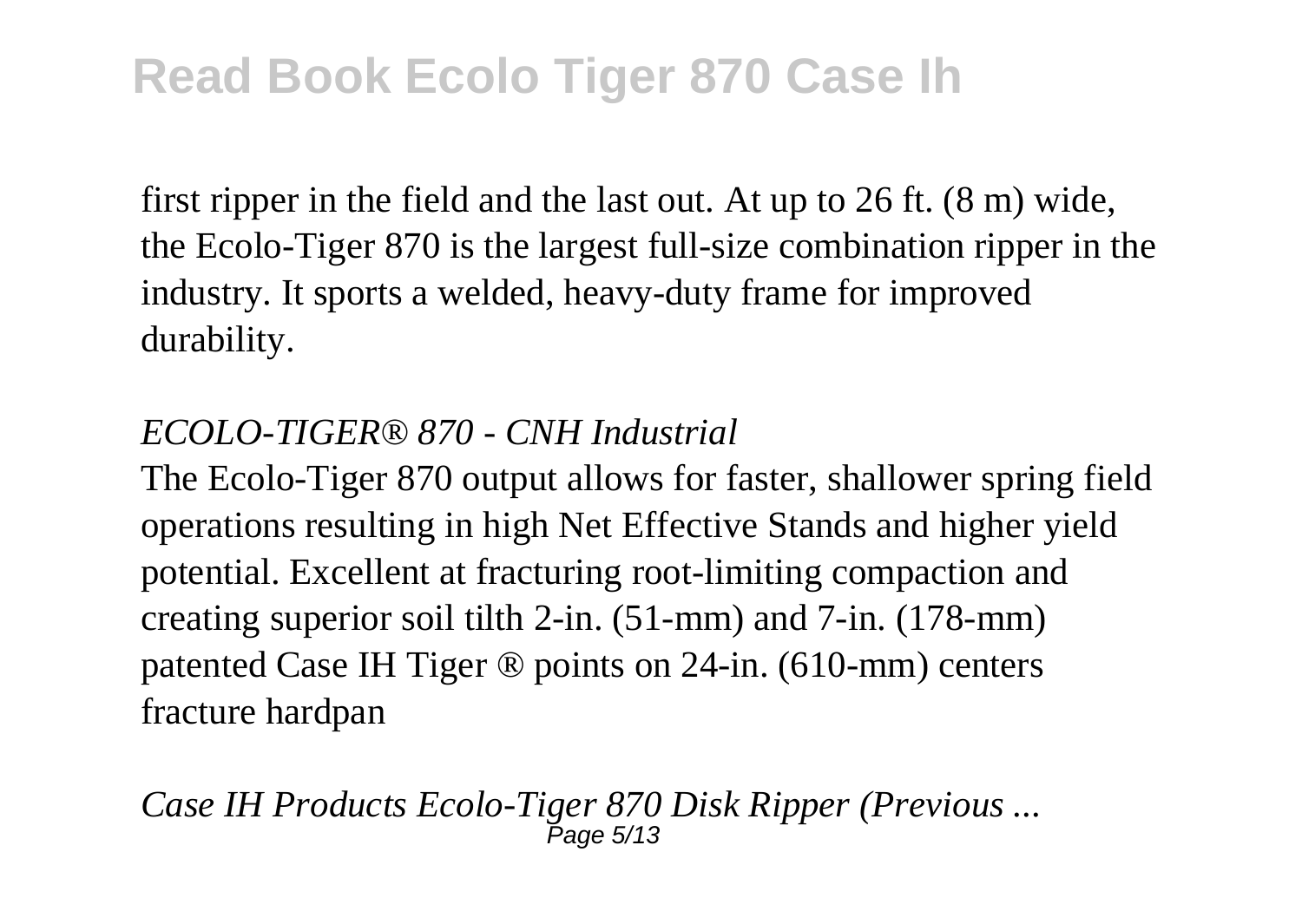first ripper in the field and the last out. At up to 26 ft. (8 m) wide, the Ecolo-Tiger 870 is the largest full-size combination ripper in the industry. It sports a welded, heavy-duty frame for improved durability.

*ECOLO-TIGER® 870 - CNH Industrial*

The Ecolo-Tiger 870 output allows for faster, shallower spring field operations resulting in high Net Effective Stands and higher yield potential. Excellent at fracturing root-limiting compaction and creating superior soil tilth 2-in. (51-mm) and 7-in. (178-mm) patented Case IH Tiger ® points on 24-in. (610-mm) centers fracture hardpan

*Case IH Products Ecolo-Tiger 870 Disk Ripper (Previous ...*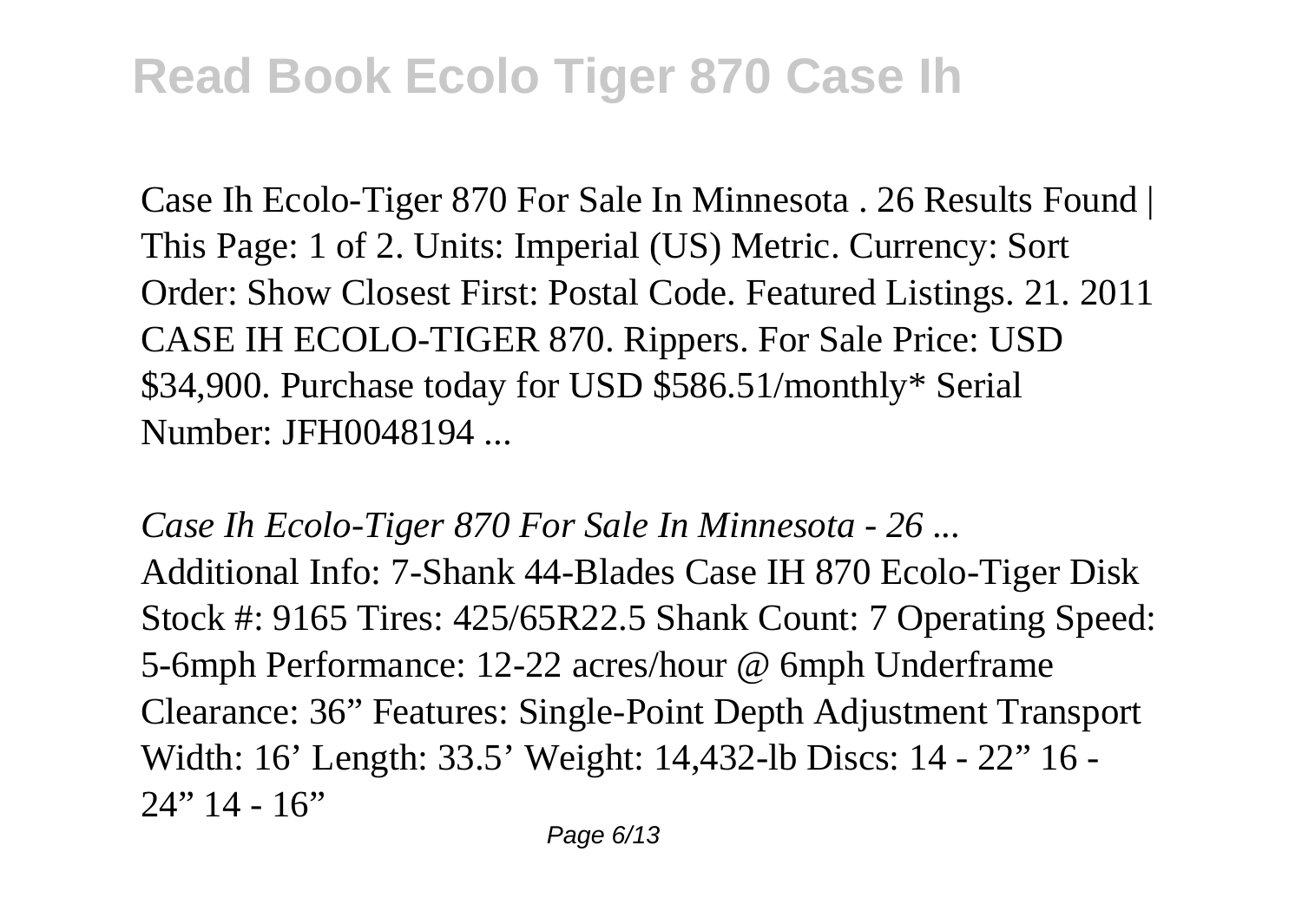Case Ih Ecolo-Tiger 870 For Sale In Minnesota . 26 Results Found | This Page: 1 of 2. Units: Imperial (US) Metric. Currency: Sort Order: Show Closest First: Postal Code. Featured Listings. 21. 2011 CASE IH ECOLO-TIGER 870. Rippers. For Sale Price: USD $34,900. Purchase today for USD $586.51/monthly* Serial Number: JFH0048194 ...

*Case Ih Ecolo-Tiger 870 For Sale In Minnesota - 26 ...*

Additional Info: 7-Shank 44-Blades Case IH 870 Ecolo-Tiger Disk Stock #: 9165 Tires: 425/65R22.5 Shank Count: 7 Operating Speed: 5-6mph Performance: 12-22 acres/hour @ 6mph Underframe Clearance: 36" Features: Single-Point Depth Adjustment Transport Width: 16' Length: 33.5' Weight: 14,432-lb Discs: 14 - 22" 16 - 24" 14 - 16"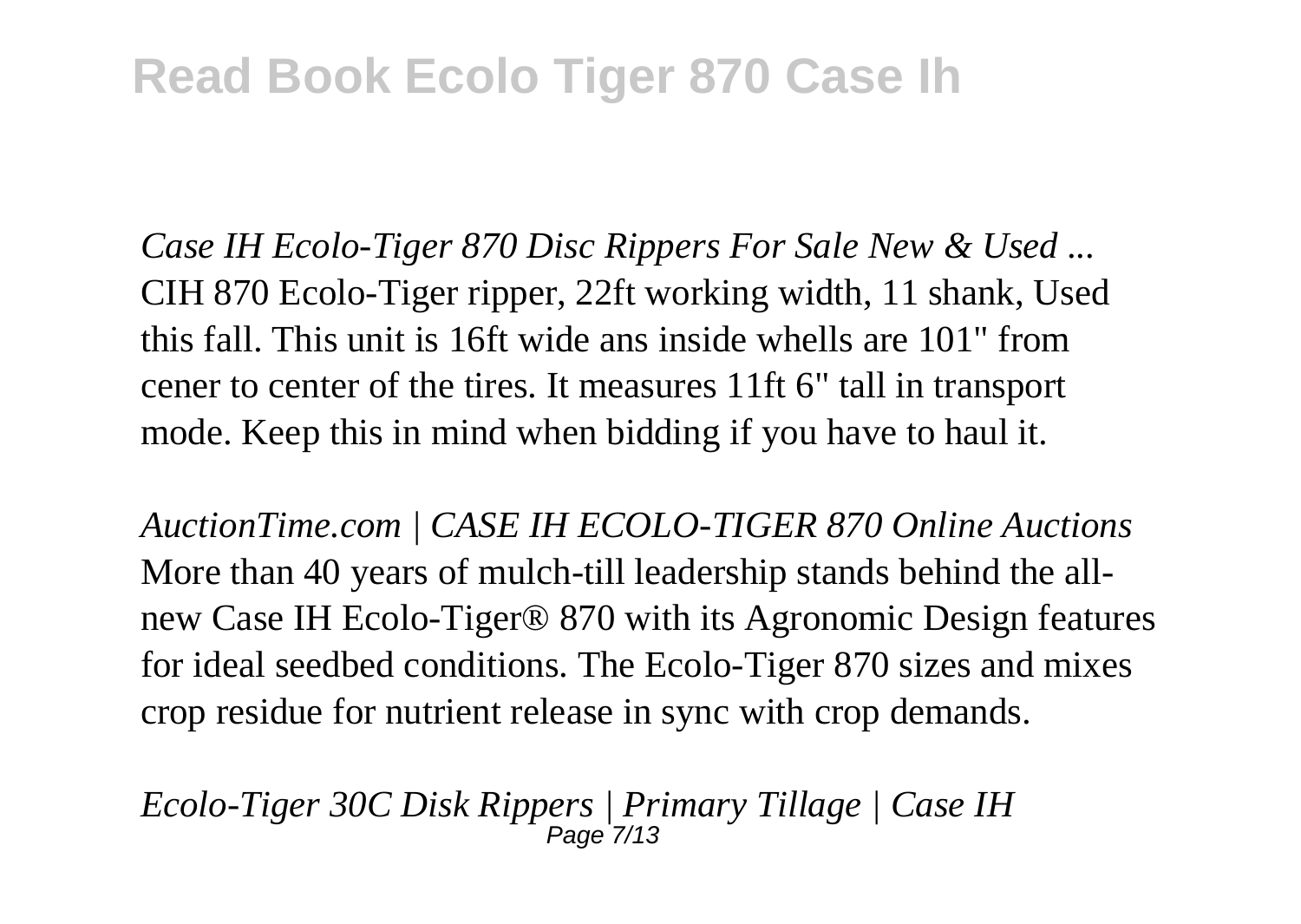*Case IH Ecolo-Tiger 870 Disc Rippers For Sale New & Used ...*
CIH 870 Ecolo-Tiger ripper, 22ft working width, 11 shank, Used this fall. This unit is 16ft wide ans inside whells are 101" from cener to center of the tires. It measures 11ft 6" tall in transport mode. Keep this in mind when bidding if you have to haul it.

*AuctionTime.com | CASE IH ECOLO-TIGER 870 Online Auctions*
More than 40 years of mulch-till leadership stands behind the all-new Case IH Ecolo-Tiger® 870 with its Agronomic Design features for ideal seedbed conditions. The Ecolo-Tiger 870 sizes and mixes crop residue for nutrient release in sync with crop demands.

*Ecolo-Tiger 30C Disk Rippers | Primary Tillage | Case IH*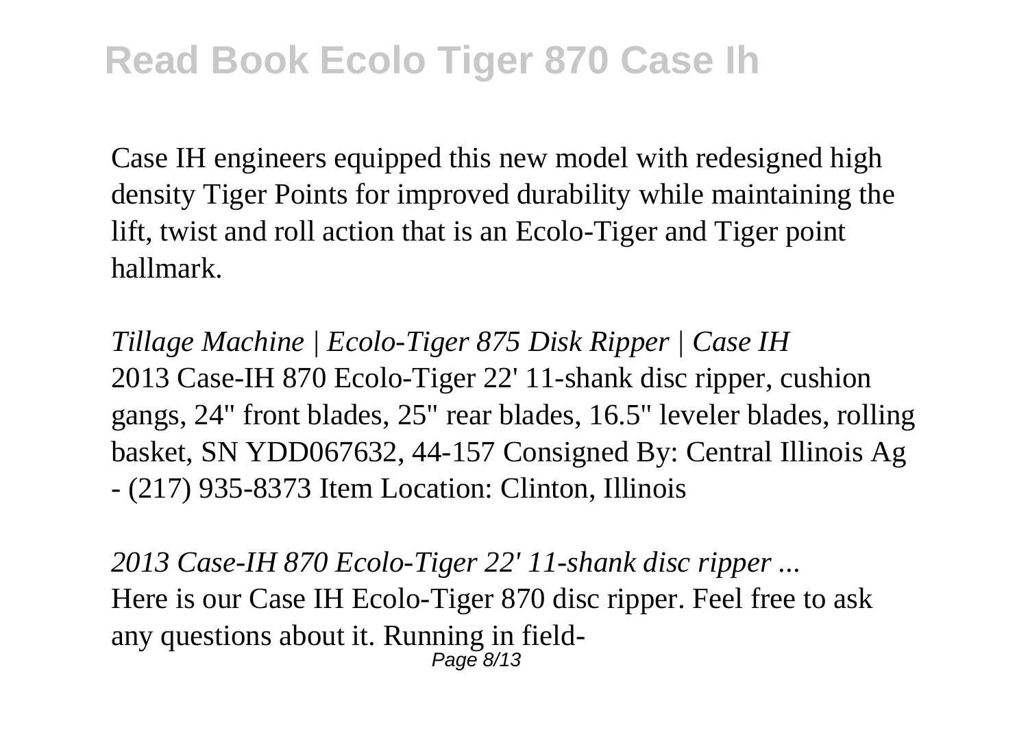Case IH engineers equipped this new model with redesigned high density Tiger Points for improved durability while maintaining the lift, twist and roll action that is an Ecolo-Tiger and Tiger point hallmark.

*Tillage Machine | Ecolo-Tiger 875 Disk Ripper | Case IH*
2013 Case-IH 870 Ecolo-Tiger 22' 11-shank disc ripper, cushion gangs, 24" front blades, 25" rear blades, 16.5" leveler blades, rolling basket, SN YDD067632, 44-157 Consigned By: Central Illinois Ag - (217) 935-8373 Item Location: Clinton, Illinois

*2013 Case-IH 870 Ecolo-Tiger 22' 11-shank disc ripper ...*
Here is our Case IH Ecolo-Tiger 870 disc ripper. Feel free to ask any questions about it. Running in field-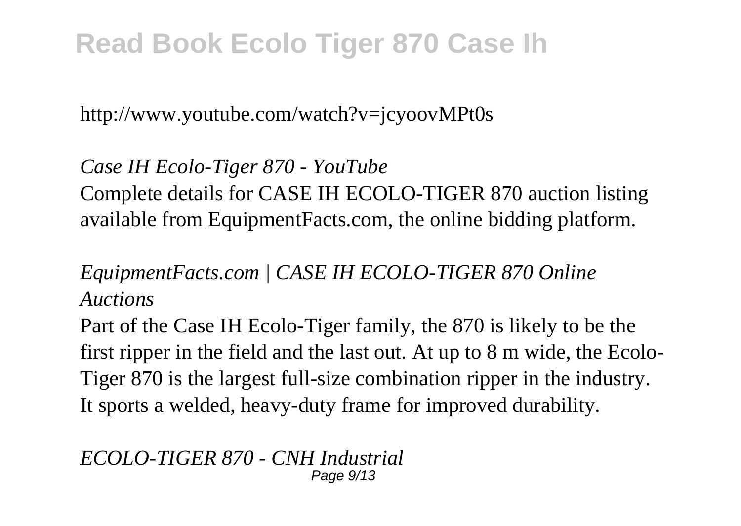http://www.youtube.com/watch?v=jcyoovMPt0s

*Case IH Ecolo-Tiger 870 - YouTube*

Complete details for CASE IH ECOLO-TIGER 870 auction listing available from EquipmentFacts.com, the online bidding platform.

*EquipmentFacts.com | CASE IH ECOLO-TIGER 870 Online Auctions*

Part of the Case IH Ecolo-Tiger family, the 870 is likely to be the first ripper in the field and the last out. At up to 8 m wide, the Ecolo-Tiger 870 is the largest full-size combination ripper in the industry. It sports a welded, heavy-duty frame for improved durability.

*ECOLO-TIGER 870 - CNH Industrial*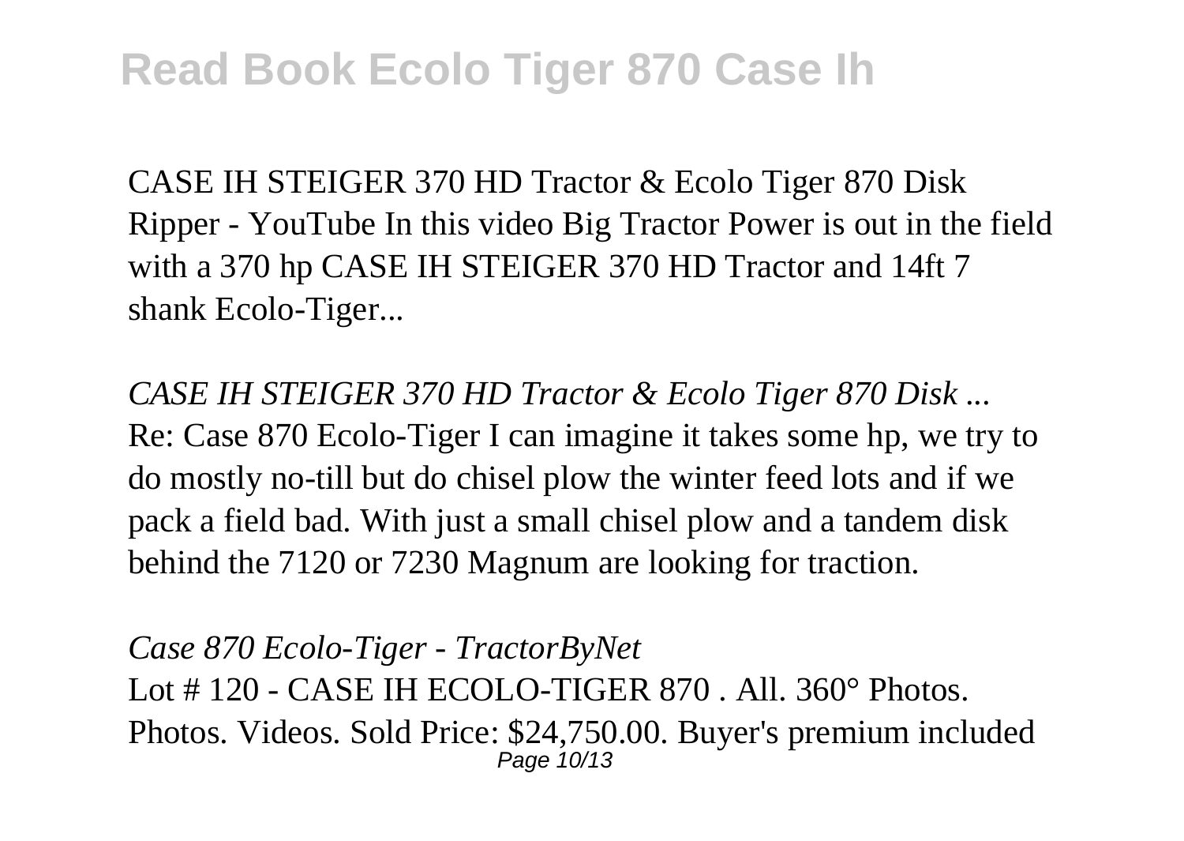CASE IH STEIGER 370 HD Tractor & Ecolo Tiger 870 Disk Ripper - YouTube In this video Big Tractor Power is out in the field with a 370 hp CASE IH STEIGER 370 HD Tractor and 14ft 7 shank Ecolo-Tiger...

*CASE IH STEIGER 370 HD Tractor & Ecolo Tiger 870 Disk ...*
Re: Case 870 Ecolo-Tiger I can imagine it takes some hp, we try to do mostly no-till but do chisel plow the winter feed lots and if we pack a field bad. With just a small chisel plow and a tandem disk behind the 7120 or 7230 Magnum are looking for traction.

*Case 870 Ecolo-Tiger - TractorByNet*
Lot # 120 - CASE IH ECOLO-TIGER 870 . All. 360° Photos. Photos. Videos. Sold Price: $24,750.00. Buyer's premium included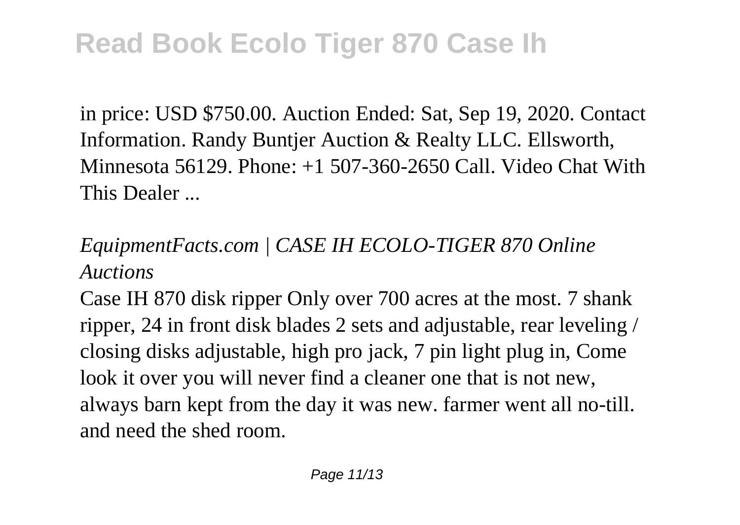in price: USD $750.00. Auction Ended: Sat, Sep 19, 2020. Contact Information. Randy Buntjer Auction & Realty LLC. Ellsworth, Minnesota 56129. Phone: +1 507-360-2650 Call. Video Chat With This Dealer ...

*EquipmentFacts.com | CASE IH ECOLO-TIGER 870 Online Auctions*

Case IH 870 disk ripper Only over 700 acres at the most. 7 shank ripper, 24 in front disk blades 2 sets and adjustable, rear leveling / closing disks adjustable, high pro jack, 7 pin light plug in, Come look it over you will never find a cleaner one that is not new, always barn kept from the day it was new. farmer went all no-till. and need the shed room.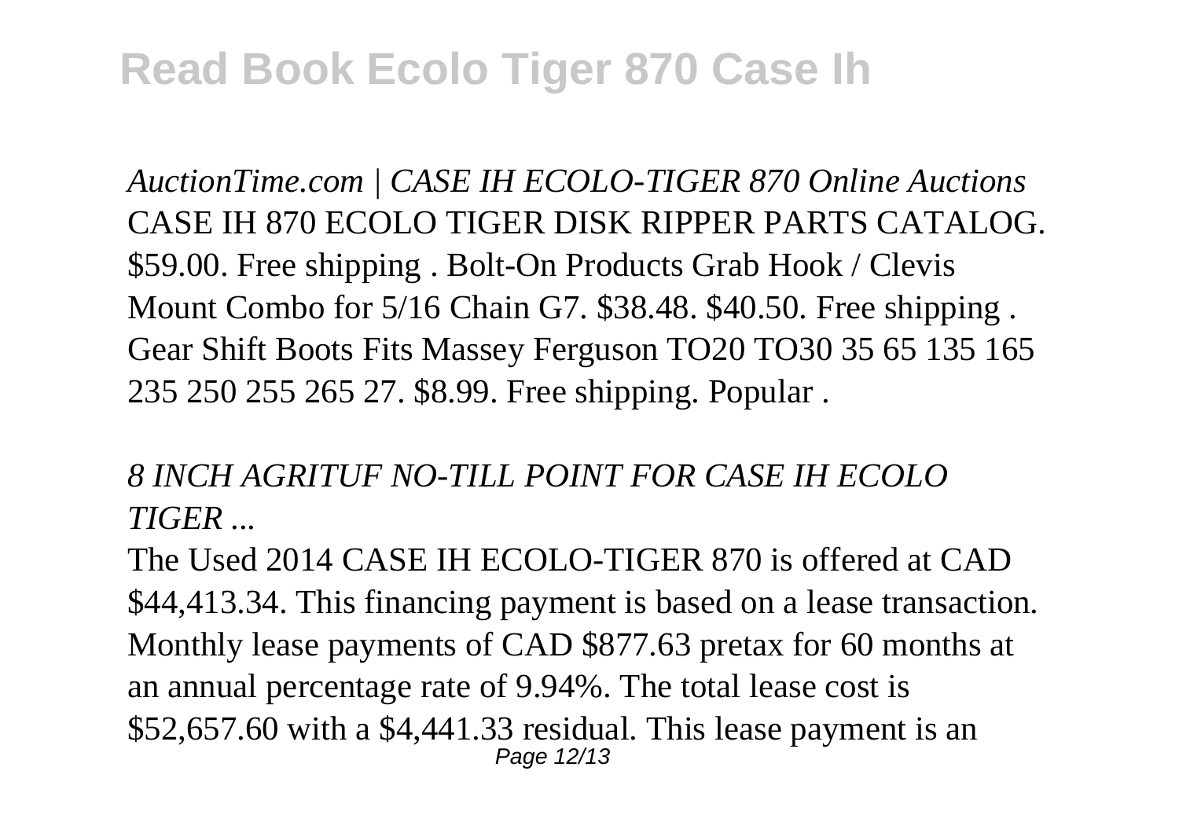*AuctionTime.com | CASE IH ECOLO-TIGER 870 Online Auctions*
CASE IH 870 ECOLO TIGER DISK RIPPER PARTS CATALOG. $59.00. Free shipping . Bolt-On Products Grab Hook / Clevis Mount Combo for 5/16 Chain G7. $38.48. $40.50. Free shipping . Gear Shift Boots Fits Massey Ferguson TO20 TO30 35 65 135 165 235 250 255 265 27. $8.99. Free shipping. Popular .

*8 INCH AGRITUF NO-TILL POINT FOR CASE IH ECOLO TIGER ...*

The Used 2014 CASE IH ECOLO-TIGER 870 is offered at CAD $44,413.34. This financing payment is based on a lease transaction. Monthly lease payments of CAD $877.63 pretax for 60 months at an annual percentage rate of 9.94%. The total lease cost is $52,657.60 with a $4,441.33 residual. This lease payment is an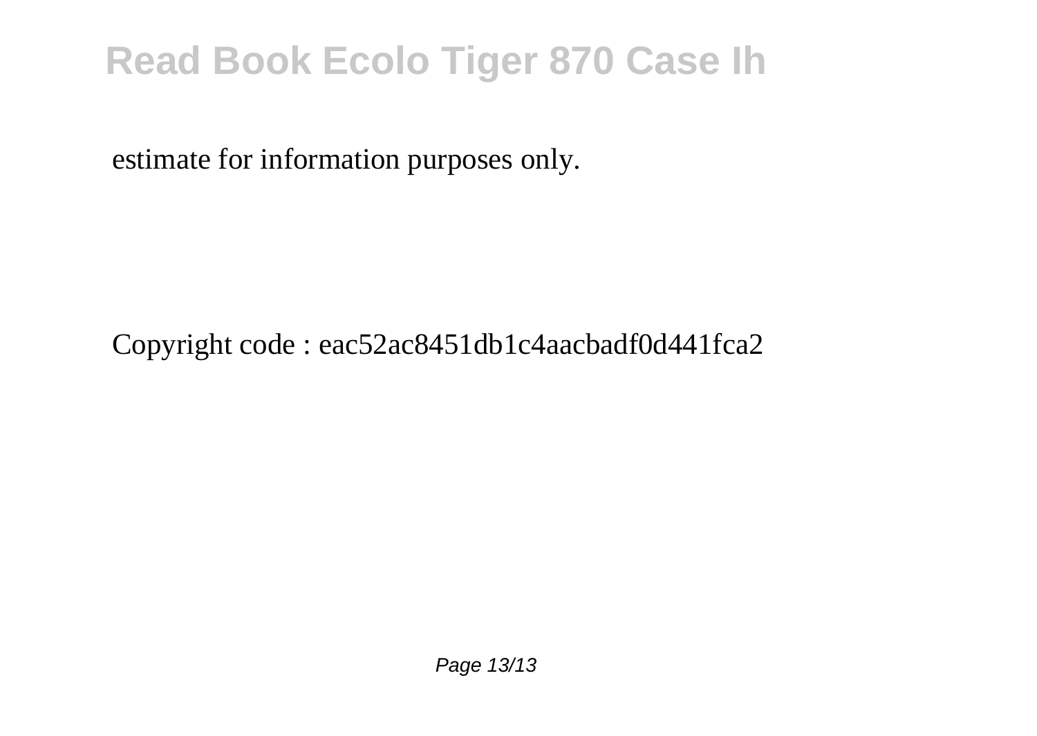estimate for information purposes only.

Copyright code : eac52ac8451db1c4aacbadf0d441fca2